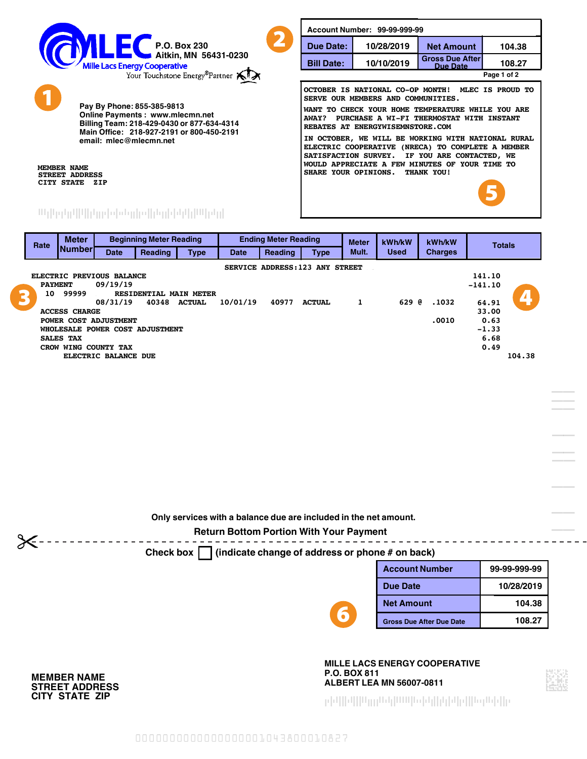# MLEC

**Mille Lacs Energy Cooperative**

Your Touchstone Energy® Partner

P.O. Box 230
Aitkin, MN 56431-0230

1

Pay By Phone: 855-385-9813
Online Payments : www.mlecmn.net
Billing Team: 218-429-0430 or 877-634-4314
Main Office: 218-927-2191 or 800-450-2191
email: mlec@mlecmn.net

MEMBER NAME
STREET ADDRESS
CITY STATE ZIP

2

| Account Number: 99-99-999-99 | | | |
|---|---|---|---|
| Due Date: | 10/28/2019 | Net Amount | 104.38 |
| Bill Date: | 10/10/2019 | Gross Due After Due Date | 108.27 |

OCTOBER IS NATIONAL CO-OP MONTH! MLEC IS PROUD TO SERVE OUR MEMBERS AND COMMUNITIES.

WANT TO CHECK YOUR HOME TEMPERATURE WHILE YOU ARE AWAY? PURCHASE A WI-FI THERMOSTAT WITH INSTANT REBATES AT ENERGYWISEMNSTORE.COM

IN OCTOBER, WE WILL BE WORKING WITH NATIONAL RURAL ELECTRIC COOPERATIVE (NRECA) TO COMPLETE A MEMBER SATISFACTION SURVEY. IF YOU ARE CONTACTED, WE WOULD APPRECIATE A FEW MINUTES OF YOUR TIME TO SHARE YOUR OPINIONS. THANK YOU!

5

| Rate | Meter Number | Beginning Meter Reading | | | Ending Meter Reading | | | Meter Mult. | kWh/kW Used | kWh/kW Charges | Totals | |
|---|---|---|---|---|---|---|---|---|---|---|---|---|
| | | Date | Reading | Type | Date | Reading | Type | | | | | |
| SERVICE ADDRESS:123 ANY STREET | | | | | | | | | | | | |
| ELECTRIC PREVIOUS BALANCE | | | | | | | | | | | 141.10 | |
| PAYMENT 09/19/19 | | | | | | | | | | | -141.10 | |
| 10 | 99999 | RESIDENTIAL MAIN METER | | | | | | | | | | |
| | | 08/31/19 | 40348 | ACTUAL | 10/01/19 | 40977 | ACTUAL | 1 | 629 @ | .1032 | 64.91 | |
| ACCESS CHARGE | | | | | | | | | | | 33.00 | |
| POWER COST ADJUSTMENT | | | | | | | | | | .0010 | 0.63 | |
| WHOLESALE POWER COST ADJUSTMENT | | | | | | | | | | | -1.33 | |
| SALES TAX | | | | | | | | | | | 6.68 | |
| CROW WING COUNTY TAX | | | | | | | | | | | 0.49 | |
| ELECTRIC BALANCE DUE | | | | | | | | | | | | 104.38 |

3

4

Only services with a balance due are included in the net amount.

Return Bottom Portion With Your Payment

---

Check box ☐ (indicate change of address or phone # on back)

6

| Account Number | 99-99-999-99 |
|---|---|
| Due Date | 10/28/2019 |
| Net Amount | 104.38 |
| Gross Due After Due Date | 108.27 |

MEMBER NAME
STREET ADDRESS
CITY STATE ZIP

MILLE LACS ENERGY COOPERATIVE
P.O. BOX 811
ALBERT LEA MN 56007-0811

000000000000000000001043800010827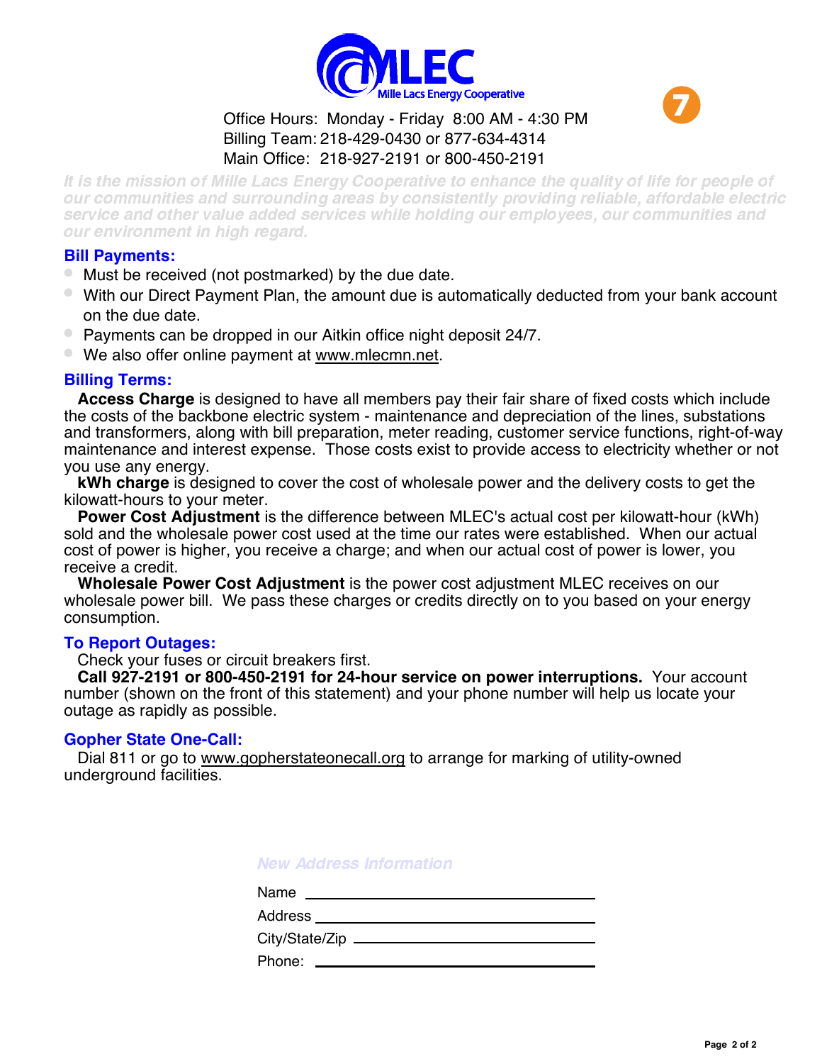**MLEC**
Mille Lacs Energy Cooperative

Office Hours: Monday - Friday 8:00 AM - 4:30 PM
Billing Team: 218-429-0430 or 877-634-4314
Main Office: 218-927-2191 or 800-450-2191

7

*It is the mission of Mille Lacs Energy Cooperative to enhance the quality of life for people of our communities and surrounding areas by consistently providing reliable, affordable electric service and other value added services while holding our employees, our communities and our environment in high regard.*

### Bill Payments:

- Must be received (not postmarked) by the due date.
- With our Direct Payment Plan, the amount due is automatically deducted from your bank account on the due date.
- Payments can be dropped in our Aitkin office night deposit 24/7.
- We also offer online payment at www.mlecmn.net.

### Billing Terms:

**Access Charge** is designed to have all members pay their fair share of fixed costs which include the costs of the backbone electric system - maintenance and depreciation of the lines, substations and transformers, along with bill preparation, meter reading, customer service functions, right-of-way maintenance and interest expense. Those costs exist to provide access to electricity whether or not you use any energy.

**kWh charge** is designed to cover the cost of wholesale power and the delivery costs to get the kilowatt-hours to your meter.

**Power Cost Adjustment** is the difference between MLEC's actual cost per kilowatt-hour (kWh) sold and the wholesale power cost used at the time our rates were established. When our actual cost of power is higher, you receive a charge; and when our actual cost of power is lower, you receive a credit.

**Wholesale Power Cost Adjustment** is the power cost adjustment MLEC receives on our wholesale power bill. We pass these charges or credits directly on to you based on your energy consumption.

### To Report Outages:

Check your fuses or circuit breakers first.

**Call 927-2191 or 800-450-2191 for 24-hour service on power interruptions.** Your account number (shown on the front of this statement) and your phone number will help us locate your outage as rapidly as possible.

### Gopher State One-Call:

Dial 811 or go to www.gopherstateonecall.org to arrange for marking of utility-owned underground facilities.

*New Address Information*

Name ______________________________

Address ______________________________

City/State/Zip ______________________________

Phone: ______________________________